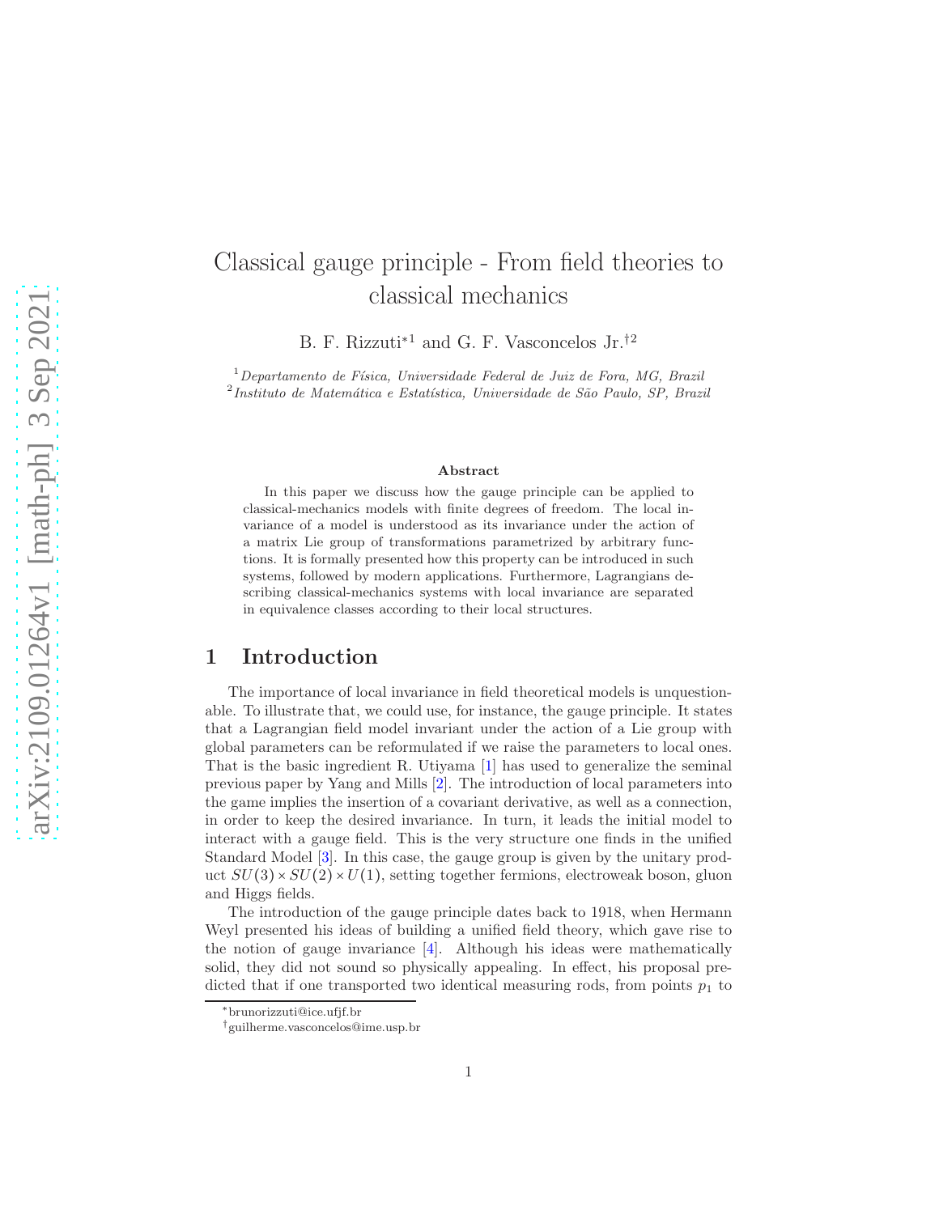# Classical gauge principle - From field theories to classical mechanics

B. F. Rizzuti*[1] and G. F. Vasconcelos Jr.†[2]

[1] *Departamento de Física, Universidade Federal de Juiz de Fora, MG, Brazil*
[2] *Instituto de Matemática e Estatística, Universidade de São Paulo, SP, Brazil*

### Abstract

In this paper we discuss how the gauge principle can be applied to classical-mechanics models with finite degrees of freedom. The local invariance of a model is understood as its invariance under the action of a matrix Lie group of transformations parametrized by arbitrary functions. It is formally presented how this property can be introduced in such systems, followed by modern applications. Furthermore, Lagrangians describing classical-mechanics systems with local invariance are separated in equivalence classes according to their local structures.

## 1 Introduction

The importance of local invariance in field theoretical models is unquestionable. To illustrate that, we could use, for instance, the gauge principle. It states that a Lagrangian field model invariant under the action of a Lie group with global parameters can be reformulated if we raise the parameters to local ones. That is the basic ingredient R. Utiyama [1] has used to generalize the seminal previous paper by Yang and Mills [2]. The introduction of local parameters into the game implies the insertion of a covariant derivative, as well as a connection, in order to keep the desired invariance. In turn, it leads the initial model to interact with a gauge field. This is the very structure one finds in the unified Standard Model [3]. In this case, the gauge group is given by the unitary product $SU(3) \times SU(2) \times U(1)$, setting together fermions, electroweak boson, gluon and Higgs fields.

The introduction of the gauge principle dates back to 1918, when Hermann Weyl presented his ideas of building a unified field theory, which gave rise to the notion of gauge invariance [4]. Although his ideas were mathematically solid, they did not sound so physically appealing. In effect, his proposal predicted that if one transported two identical measuring rods, from points $p_1$ to

*brunorizzuti@ice.ufjf.br
†guilherme.vasconcelos@ime.usp.br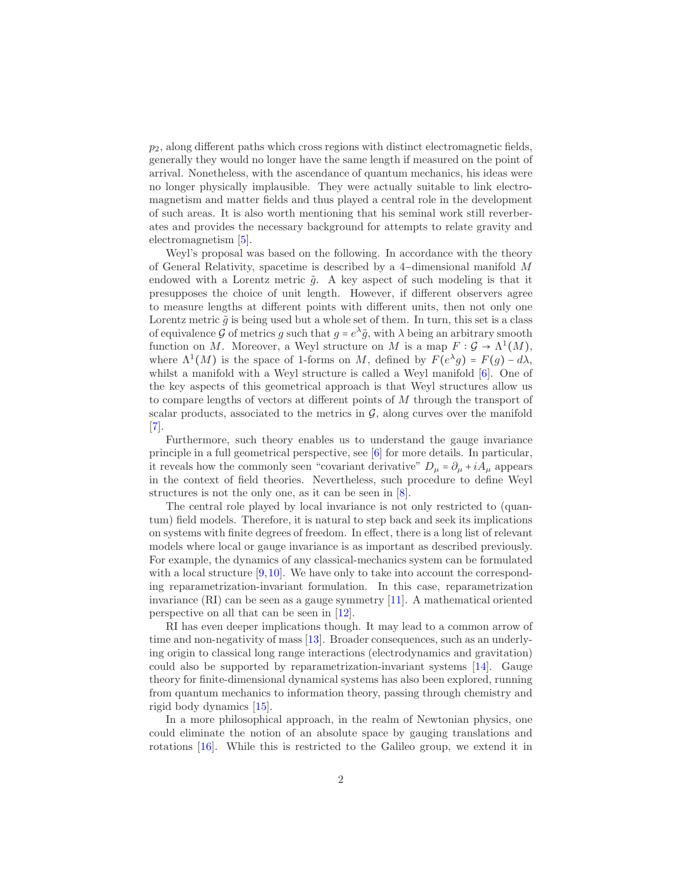$p_2$, along different paths which cross regions with distinct electromagnetic fields, generally they would no longer have the same length if measured on the point of arrival. Nonetheless, with the ascendance of quantum mechanics, his ideas were no longer physically implausible. They were actually suitable to link electromagnetism and matter fields and thus played a central role in the development of such areas. It is also worth mentioning that his seminal work still reverberates and provides the necessary background for attempts to relate gravity and electromagnetism [5].

Weyl's proposal was based on the following. In accordance with the theory of General Relativity, spacetime is described by a 4−dimensional manifold $M$ endowed with a Lorentz metric $\tilde{g}$. A key aspect of such modeling is that it presupposes the choice of unit length. However, if different observers agree to measure lengths at different points with different units, then not only one Lorentz metric $\tilde{g}$ is being used but a whole set of them. In turn, this set is a class of equivalence $\mathcal{G}$ of metrics $g$ such that $g = e^{\lambda}\tilde{g}$, with $\lambda$ being an arbitrary smooth function on $M$. Moreover, a Weyl structure on $M$ is a map $F : \mathcal{G} \to \Lambda^1(M)$, where $\Lambda^1(M)$ is the space of 1-forms on $M$, defined by $F(e^{\lambda}g) = F(g) - d\lambda$, whilst a manifold with a Weyl structure is called a Weyl manifold [6]. One of the key aspects of this geometrical approach is that Weyl structures allow us to compare lengths of vectors at different points of $M$ through the transport of scalar products, associated to the metrics in $\mathcal{G}$, along curves over the manifold [7].

Furthermore, such theory enables us to understand the gauge invariance principle in a full geometrical perspective, see [6] for more details. In particular, it reveals how the commonly seen "covariant derivative" $D_\mu = \partial_\mu + iA_\mu$ appears in the context of field theories. Nevertheless, such procedure to define Weyl structures is not the only one, as it can be seen in [8].

The central role played by local invariance is not only restricted to (quantum) field models. Therefore, it is natural to step back and seek its implications on systems with finite degrees of freedom. In effect, there is a long list of relevant models where local or gauge invariance is as important as described previously. For example, the dynamics of any classical-mechanics system can be formulated with a local structure [9,10]. We have only to take into account the corresponding reparametrization-invariant formulation. In this case, reparametrization invariance (RI) can be seen as a gauge symmetry [11]. A mathematical oriented perspective on all that can be seen in [12].

RI has even deeper implications though. It may lead to a common arrow of time and non-negativity of mass [13]. Broader consequences, such as an underlying origin to classical long range interactions (electrodynamics and gravitation) could also be supported by reparametrization-invariant systems [14]. Gauge theory for finite-dimensional dynamical systems has also been explored, running from quantum mechanics to information theory, passing through chemistry and rigid body dynamics [15].

In a more philosophical approach, in the realm of Newtonian physics, one could eliminate the notion of an absolute space by gauging translations and rotations [16]. While this is restricted to the Galileo group, we extend it in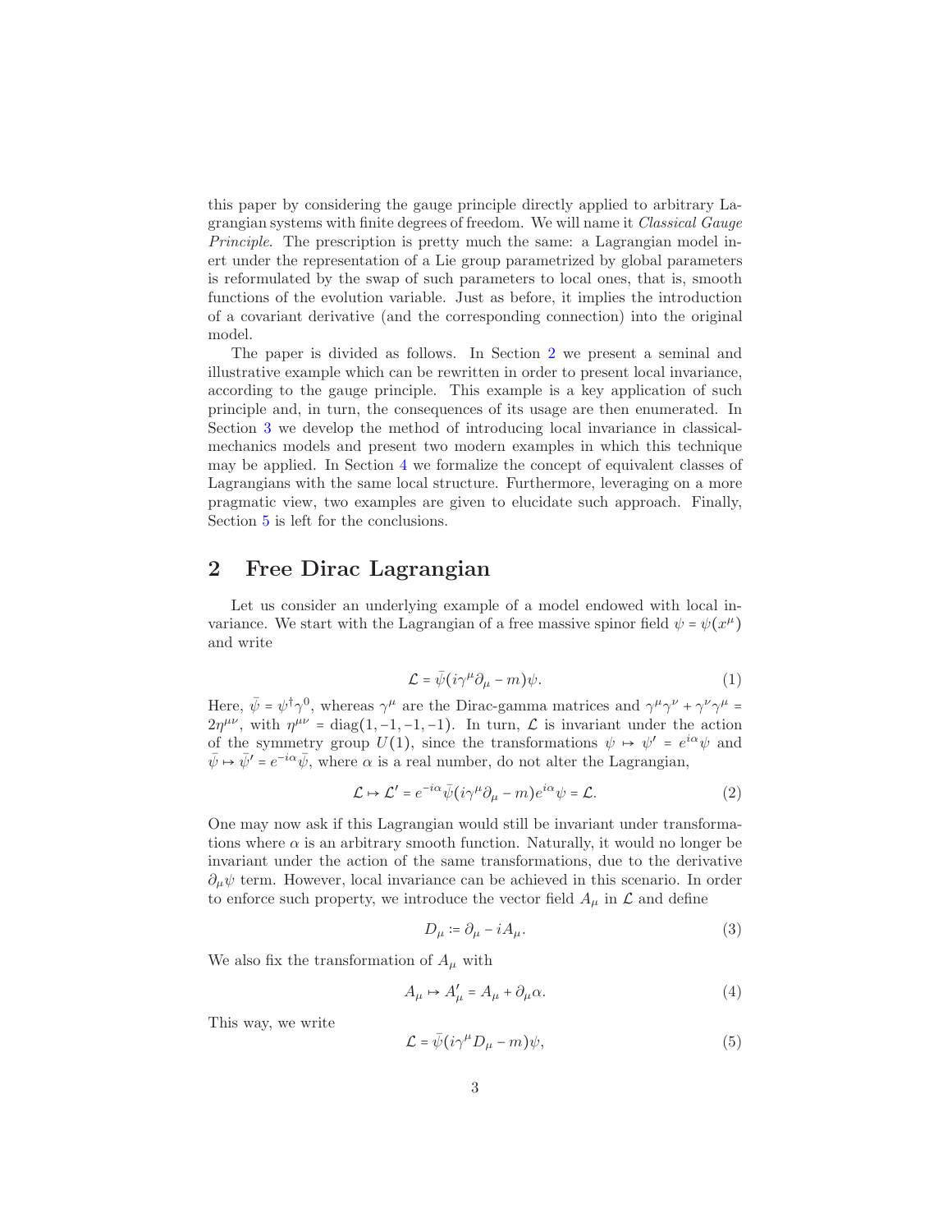this paper by considering the gauge principle directly applied to arbitrary Lagrangian systems with finite degrees of freedom. We will name it *Classical Gauge Principle*. The prescription is pretty much the same: a Lagrangian model inert under the representation of a Lie group parametrized by global parameters is reformulated by the swap of such parameters to local ones, that is, smooth functions of the evolution variable. Just as before, it implies the introduction of a covariant derivative (and the corresponding connection) into the original model.

The paper is divided as follows. In Section 2 we present a seminal and illustrative example which can be rewritten in order to present local invariance, according to the gauge principle. This example is a key application of such principle and, in turn, the consequences of its usage are then enumerated. In Section 3 we develop the method of introducing local invariance in classical-mechanics models and present two modern examples in which this technique may be applied. In Section 4 we formalize the concept of equivalent classes of Lagrangians with the same local structure. Furthermore, leveraging on a more pragmatic view, two examples are given to elucidate such approach. Finally, Section 5 is left for the conclusions.

## 2 Free Dirac Lagrangian

Let us consider an underlying example of a model endowed with local invariance. We start with the Lagrangian of a free massive spinor field $\psi = \psi(x^\mu)$ and write

$$\mathcal{L} = \bar{\psi}(i\gamma^\mu \partial_\mu - m)\psi. \tag{1}$$

Here, $\bar{\psi} = \psi^\dagger \gamma^0$, whereas $\gamma^\mu$ are the Dirac-gamma matrices and $\gamma^\mu\gamma^\nu + \gamma^\nu\gamma^\mu = 2\eta^{\mu\nu}$, with $\eta^{\mu\nu} = \mathrm{diag}(1, -1, -1, -1)$. In turn, $\mathcal{L}$ is invariant under the action of the symmetry group $U(1)$, since the transformations $\psi \mapsto \psi' = e^{i\alpha}\psi$ and $\bar{\psi} \mapsto \bar{\psi}' = e^{-i\alpha}\bar{\psi}$, where $\alpha$ is a real number, do not alter the Lagrangian,

$$\mathcal{L} \mapsto \mathcal{L}' = e^{-i\alpha}\bar{\psi}(i\gamma^\mu \partial_\mu - m)e^{i\alpha}\psi = \mathcal{L}. \tag{2}$$

One may now ask if this Lagrangian would still be invariant under transformations where $\alpha$ is an arbitrary smooth function. Naturally, it would no longer be invariant under the action of the same transformations, due to the derivative $\partial_\mu \psi$ term. However, local invariance can be achieved in this scenario. In order to enforce such property, we introduce the vector field $A_\mu$ in $\mathcal{L}$ and define

$$D_\mu := \partial_\mu - iA_\mu. \tag{3}$$

We also fix the transformation of $A_\mu$ with

$$A_\mu \mapsto A'_\mu = A_\mu + \partial_\mu \alpha. \tag{4}$$

This way, we write

$$\mathcal{L} = \bar{\psi}(i\gamma^\mu D_\mu - m)\psi, \tag{5}$$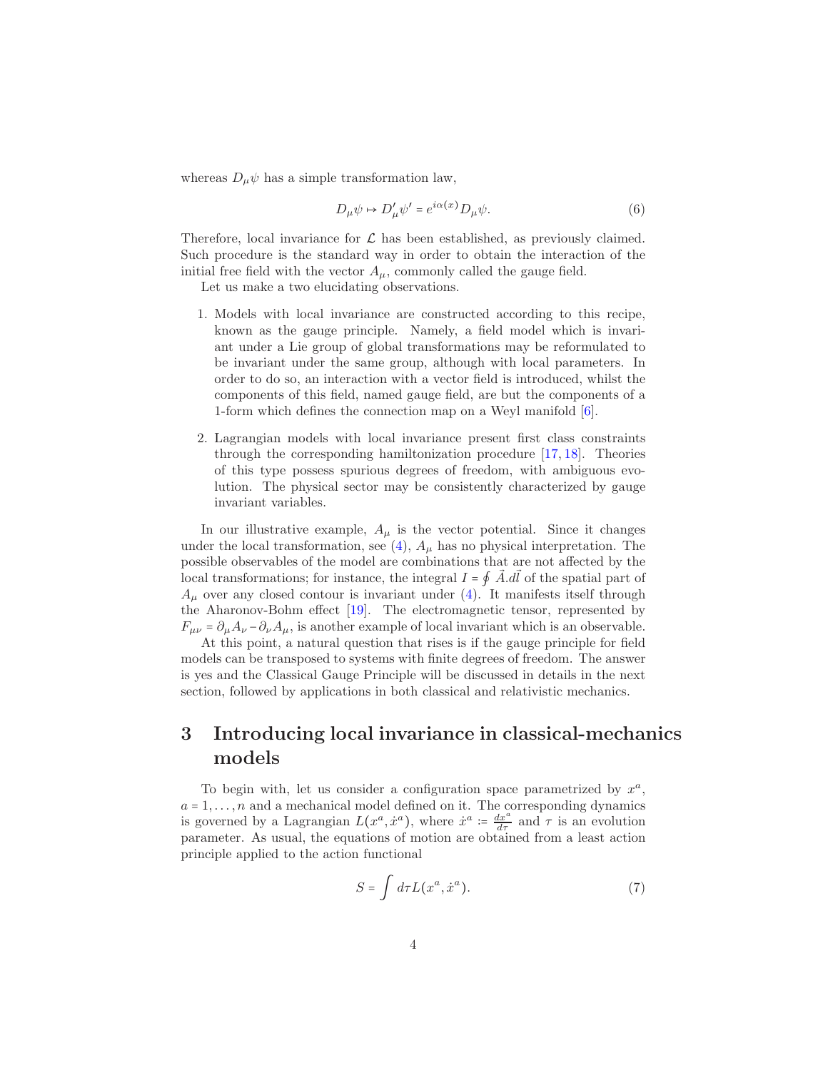whereas $D_\mu \psi$ has a simple transformation law,

$$D_\mu \psi \mapsto D'_\mu \psi' = e^{i\alpha(x)} D_\mu \psi. \tag{6}$$

Therefore, local invariance for $\mathcal{L}$ has been established, as previously claimed. Such procedure is the standard way in order to obtain the interaction of the initial free field with the vector $A_\mu$, commonly called the gauge field.

Let us make a two elucidating observations.

1. Models with local invariance are constructed according to this recipe, known as the gauge principle. Namely, a field model which is invariant under a Lie group of global transformations may be reformulated to be invariant under the same group, although with local parameters. In order to do so, an interaction with a vector field is introduced, whilst the components of this field, named gauge field, are but the components of a 1-form which defines the connection map on a Weyl manifold [6].

2. Lagrangian models with local invariance present first class constraints through the corresponding hamiltonization procedure [17, 18]. Theories of this type possess spurious degrees of freedom, with ambiguous evolution. The physical sector may be consistently characterized by gauge invariant variables.

In our illustrative example, $A_\mu$ is the vector potential. Since it changes under the local transformation, see (4), $A_\mu$ has no physical interpretation. The possible observables of the model are combinations that are not affected by the local transformations; for instance, the integral $I = \oint \vec{A}.d\vec{l}$ of the spatial part of $A_\mu$ over any closed contour is invariant under (4). It manifests itself through the Aharonov-Bohm effect [19]. The electromagnetic tensor, represented by $F_{\mu\nu} = \partial_\mu A_\nu - \partial_\nu A_\mu$, is another example of local invariant which is an observable.

At this point, a natural question that rises is if the gauge principle for field models can be transposed to systems with finite degrees of freedom. The answer is yes and the Classical Gauge Principle will be discussed in details in the next section, followed by applications in both classical and relativistic mechanics.

## 3 Introducing local invariance in classical-mechanics models

To begin with, let us consider a configuration space parametrized by $x^a$, $a = 1, \ldots, n$ and a mechanical model defined on it. The corresponding dynamics is governed by a Lagrangian $L(x^a, \dot{x}^a)$, where $\dot{x}^a := \frac{dx^a}{d\tau}$ and $\tau$ is an evolution parameter. As usual, the equations of motion are obtained from a least action principle applied to the action functional

$$S = \int d\tau L(x^a, \dot{x}^a). \tag{7}$$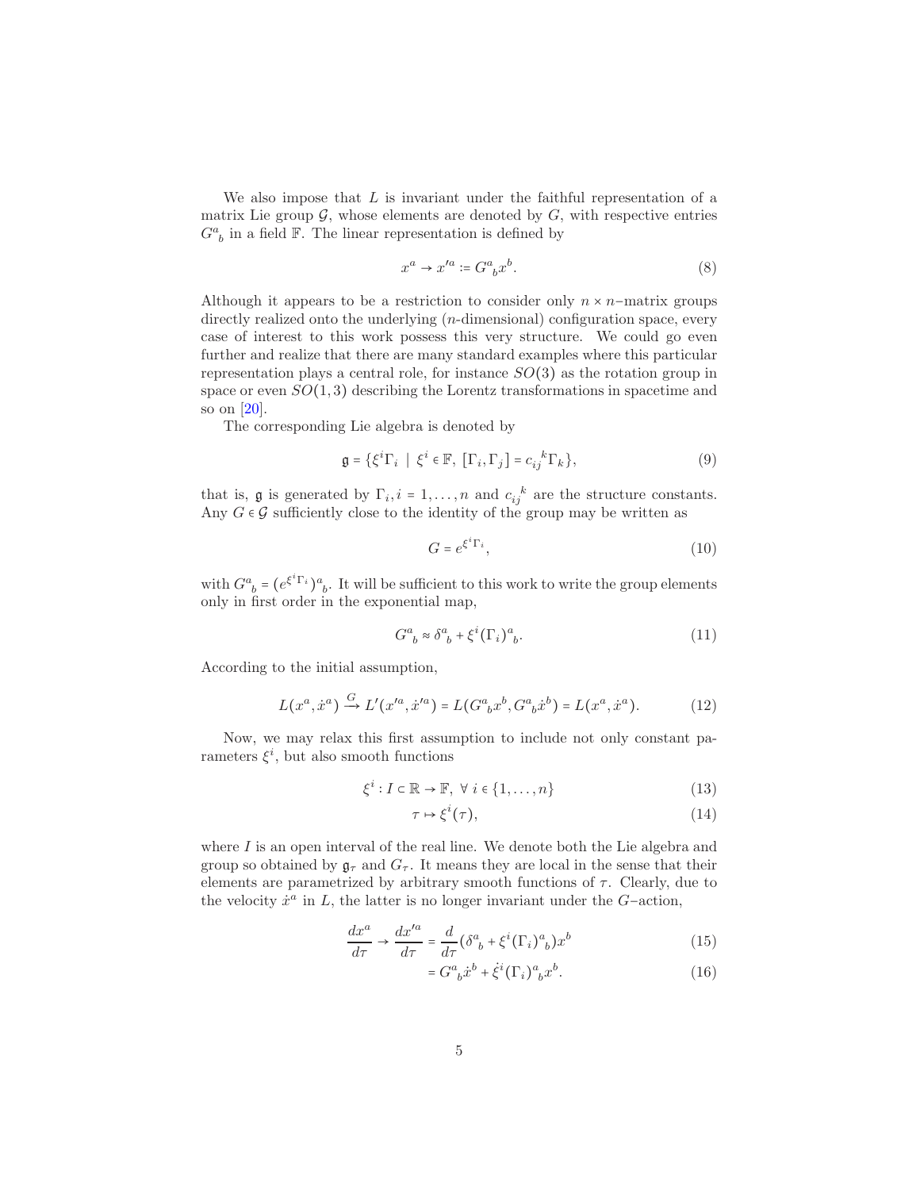We also impose that $L$ is invariant under the faithful representation of a matrix Lie group $\mathcal{G}$, whose elements are denoted by $G$, with respective entries $G^a{}_b$ in a field $\mathbb{F}$. The linear representation is defined by

$$x^a \to x'^a := G^a{}_b x^b. \tag{8}$$

Although it appears to be a restriction to consider only $n\times n$–matrix groups directly realized onto the underlying ($n$-dimensional) configuration space, every case of interest to this work possess this very structure. We could go even further and realize that there are many standard examples where this particular representation plays a central role, for instance $SO(3)$ as the rotation group in space or even $SO(1,3)$ describing the Lorentz transformations in spacetime and so on [20].

The corresponding Lie algebra is denoted by

$$\mathfrak{g} = \{\xi^i \Gamma_i \;|\; \xi^i \in \mathbb{F},\; [\Gamma_i, \Gamma_j] = c_{ij}{}^k \Gamma_k\}, \tag{9}$$

that is, $\mathfrak{g}$ is generated by $\Gamma_i, i = 1, \dots, n$ and $c_{ij}{}^k$ are the structure constants. Any $G \in \mathcal{G}$ sufficiently close to the identity of the group may be written as

$$G = e^{\xi^i \Gamma_i}, \tag{10}$$

with $G^a{}_b = (e^{\xi^i \Gamma_i})^a{}_b$. It will be sufficient to this work to write the group elements only in first order in the exponential map,

$$G^a{}_b \approx \delta^a{}_b + \xi^i (\Gamma_i)^a{}_b. \tag{11}$$

According to the initial assumption,

$$L(x^a, \dot{x}^a) \xrightarrow{G} L'(x'^a, \dot{x}'^a) = L(G^a{}_b x^b, G^a{}_b \dot{x}^b) = L(x^a, \dot{x}^a). \tag{12}$$

Now, we may relax this first assumption to include not only constant parameters $\xi^i$, but also smooth functions

$$\xi^i : I \subset \mathbb{R} \to \mathbb{F},\; \forall\, i \in \{1, \dots, n\} \tag{13}$$

$$\tau \mapsto \xi^i(\tau), \tag{14}$$

where $I$ is an open interval of the real line. We denote both the Lie algebra and group so obtained by $\mathfrak{g}_\tau$ and $G_\tau$. It means they are local in the sense that their elements are parametrized by arbitrary smooth functions of $\tau$. Clearly, due to the velocity $\dot{x}^a$ in $L$, the latter is no longer invariant under the $G$–action,

$$\frac{dx^a}{d\tau} \to \frac{dx'^a}{d\tau} = \frac{d}{d\tau}(\delta^a{}_b + \xi^i (\Gamma_i)^a{}_b) x^b \tag{15}$$

$$= G^a{}_b \dot{x}^b + \dot{\xi}^i (\Gamma_i)^a{}_b x^b. \tag{16}$$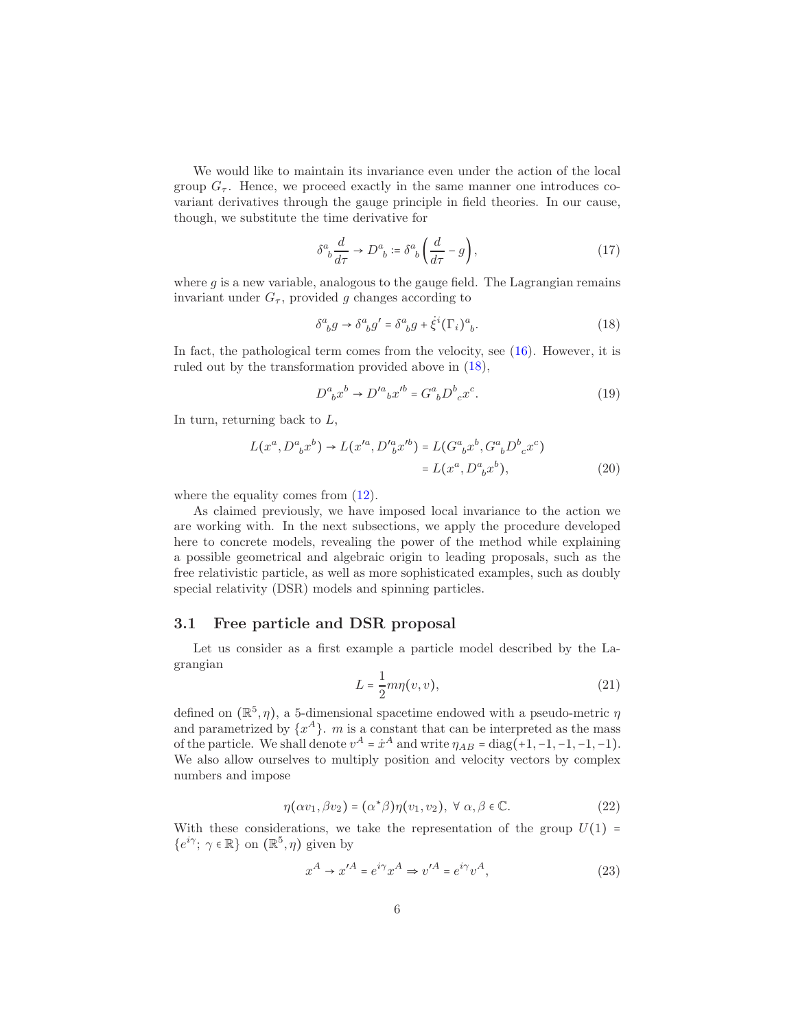We would like to maintain its invariance even under the action of the local group $G_\tau$. Hence, we proceed exactly in the same manner one introduces covariant derivatives through the gauge principle in field theories. In our cause, though, we substitute the time derivative for

$$\delta^a{}_b \frac{d}{d\tau} \rightarrow D^a{}_b := \delta^a{}_b \left( \frac{d}{d\tau} - g \right), \tag{17}$$

where $g$ is a new variable, analogous to the gauge field. The Lagrangian remains invariant under $G_\tau$, provided $g$ changes according to

$$\delta^a{}_b g \rightarrow \delta^a{}_b g' = \delta^a{}_b g + \dot{\xi}^i (\Gamma_i)^a{}_b. \tag{18}$$

In fact, the pathological term comes from the velocity, see (16). However, it is ruled out by the transformation provided above in (18),

$$D^a{}_b x^b \rightarrow D'^a{}_b x'^b = G^a{}_b D^b{}_c x^c. \tag{19}$$

In turn, returning back to $L$,

$$\begin{aligned} L(x^a, D^a{}_b x^b) \rightarrow L(x'^a, D'^a{}_b x'^b) &= L(G^a{}_b x^b, G^a{}_b D^b{}_c x^c) \\ &= L(x^a, D^a{}_b x^b), \end{aligned} \tag{20}$$

where the equality comes from (12).

As claimed previously, we have imposed local invariance to the action we are working with. In the next subsections, we apply the procedure developed here to concrete models, revealing the power of the method while explaining a possible geometrical and algebraic origin to leading proposals, such as the free relativistic particle, as well as more sophisticated examples, such as doubly special relativity (DSR) models and spinning particles.

### 3.1 Free particle and DSR proposal

Let us consider as a first example a particle model described by the Lagrangian

$$L = \frac{1}{2} m \eta(v, v), \tag{21}$$

defined on $(\mathbb{R}^5, \eta)$, a 5-dimensional spacetime endowed with a pseudo-metric $\eta$ and parametrized by $\{x^A\}$. $m$ is a constant that can be interpreted as the mass of the particle. We shall denote $v^A = \dot{x}^A$ and write $\eta_{AB} = \mathrm{diag}(+1, -1, -1, -1, -1)$. We also allow ourselves to multiply position and velocity vectors by complex numbers and impose

$$\eta(\alpha v_1, \beta v_2) = (\alpha^* \beta) \eta(v_1, v_2), \ \forall \ \alpha, \beta \in \mathbb{C}. \tag{22}$$

With these considerations, we take the representation of the group $U(1) = \{e^{i\gamma}; \ \gamma \in \mathbb{R}\}$ on $(\mathbb{R}^5, \eta)$ given by

$$x^A \rightarrow x'^A = e^{i\gamma} x^A \Rightarrow v'^A = e^{i\gamma} v^A, \tag{23}$$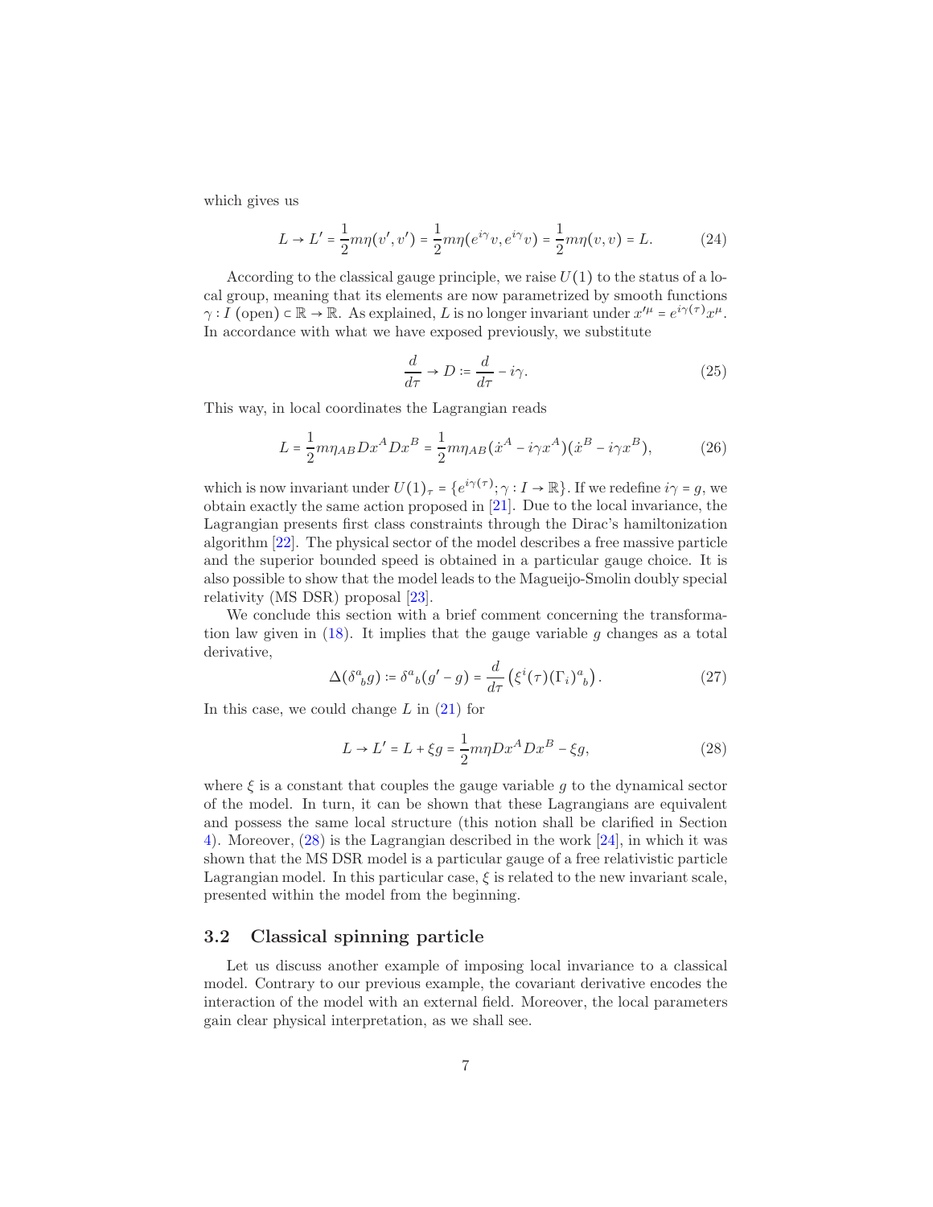which gives us

$$L \to L' = \frac{1}{2}m\eta(v', v') = \frac{1}{2}m\eta(e^{i\gamma}v, e^{i\gamma}v) = \frac{1}{2}m\eta(v, v) = L. \tag{24}$$

According to the classical gauge principle, we raise $U(1)$ to the status of a local group, meaning that its elements are now parametrized by smooth functions $\gamma : I \text{ (open)} \subset \mathbb{R} \to \mathbb{R}$. As explained, $L$ is no longer invariant under $x'^{\mu} = e^{i\gamma(\tau)}x^{\mu}$. In accordance with what we have exposed previously, we substitute

$$\frac{d}{d\tau} \to D := \frac{d}{d\tau} - i\gamma. \tag{25}$$

This way, in local coordinates the Lagrangian reads

$$L = \frac{1}{2}m\eta_{AB}Dx^{A}Dx^{B} = \frac{1}{2}m\eta_{AB}(\dot{x}^{A} - i\gamma x^{A})(\dot{x}^{B} - i\gamma x^{B}), \tag{26}$$

which is now invariant under $U(1)_{\tau} = \{e^{i\gamma(\tau)}; \gamma : I \to \mathbb{R}\}$. If we redefine $i\gamma = g$, we obtain exactly the same action proposed in [21]. Due to the local invariance, the Lagrangian presents first class constraints through the Dirac's hamiltonization algorithm [22]. The physical sector of the model describes a free massive particle and the superior bounded speed is obtained in a particular gauge choice. It is also possible to show that the model leads to the Magueijo-Smolin doubly special relativity (MS DSR) proposal [23].

We conclude this section with a brief comment concerning the transformation law given in (18). It implies that the gauge variable $g$ changes as a total derivative,

$$\Delta(\delta^{a}{}_{b}g) := \delta^{a}{}_{b}(g' - g) = \frac{d}{d\tau}\left(\xi^{i}(\tau)(\Gamma_{i})^{a}{}_{b}\right). \tag{27}$$

In this case, we could change $L$ in (21) for

$$L \to L' = L + \xi g = \frac{1}{2}m\eta Dx^{A}Dx^{B} - \xi g, \tag{28}$$

where $\xi$ is a constant that couples the gauge variable $g$ to the dynamical sector of the model. In turn, it can be shown that these Lagrangians are equivalent and possess the same local structure (this notion shall be clarified in Section 4). Moreover, (28) is the Lagrangian described in the work [24], in which it was shown that the MS DSR model is a particular gauge of a free relativistic particle Lagrangian model. In this particular case, $\xi$ is related to the new invariant scale, presented within the model from the beginning.

### 3.2 Classical spinning particle

Let us discuss another example of imposing local invariance to a classical model. Contrary to our previous example, the covariant derivative encodes the interaction of the model with an external field. Moreover, the local parameters gain clear physical interpretation, as we shall see.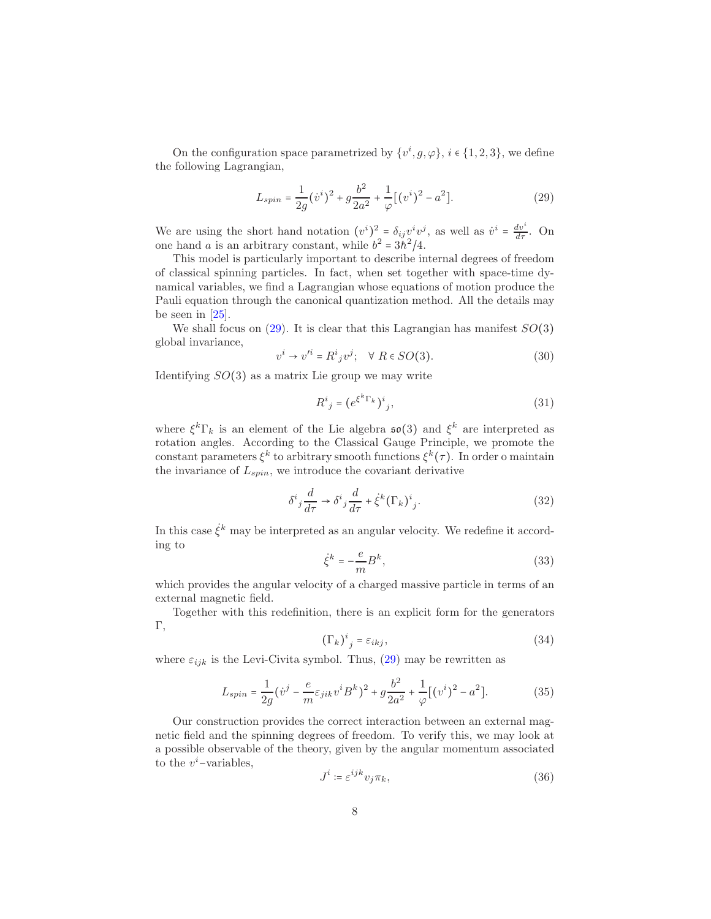On the configuration space parametrized by $\{v^i, g, \varphi\}$, $i \in \{1,2,3\}$, we define the following Lagrangian,

$$L_{spin} = \frac{1}{2g}(\dot{v}^i)^2 + g\frac{b^2}{2a^2} + \frac{1}{\varphi}[(v^i)^2 - a^2]. \tag{29}$$

We are using the short hand notation $(v^i)^2 = \delta_{ij}v^iv^j$, as well as $\dot{v}^i = \frac{dv^i}{d\tau}$. On one hand $a$ is an arbitrary constant, while $b^2 = 3\hbar^2/4$.

This model is particularly important to describe internal degrees of freedom of classical spinning particles. In fact, when set together with space-time dynamical variables, we find a Lagrangian whose equations of motion produce the Pauli equation through the canonical quantization method. All the details may be seen in [25].

We shall focus on (29). It is clear that this Lagrangian has manifest $SO(3)$ global invariance,

$$v^i \to v'^i = R^i{}_j v^j; \quad \forall\ R \in SO(3). \tag{30}$$

Identifying $SO(3)$ as a matrix Lie group we may write

$$R^i{}_j = (e^{\xi^k \Gamma_k})^i{}_j, \tag{31}$$

where $\xi^k\Gamma_k$ is an element of the Lie algebra $\mathfrak{so}(3)$ and $\xi^k$ are interpreted as rotation angles. According to the Classical Gauge Principle, we promote the constant parameters $\xi^k$ to arbitrary smooth functions $\xi^k(\tau)$. In order o maintain the invariance of $L_{spin}$, we introduce the covariant derivative

$$\delta^i{}_j\frac{d}{d\tau} \to \delta^i{}_j\frac{d}{d\tau} + \dot{\xi}^k(\Gamma_k)^i{}_j. \tag{32}$$

In this case $\dot{\xi}^k$ may be interpreted as an angular velocity. We redefine it according to

$$\dot{\xi}^k = -\frac{e}{m}B^k, \tag{33}$$

which provides the angular velocity of a charged massive particle in terms of an external magnetic field.

Together with this redefinition, there is an explicit form for the generators $\Gamma$,

$$(\Gamma_k)^i{}_j = \varepsilon_{ikj}, \tag{34}$$

where $\varepsilon_{ijk}$ is the Levi-Civita symbol. Thus, (29) may be rewritten as

$$L_{spin} = \frac{1}{2g}(\dot{v}^j - \frac{e}{m}\varepsilon_{jik}v^iB^k)^2 + g\frac{b^2}{2a^2} + \frac{1}{\varphi}[(v^i)^2 - a^2]. \tag{35}$$

Our construction provides the correct interaction between an external magnetic field and the spinning degrees of freedom. To verify this, we may look at a possible observable of the theory, given by the angular momentum associated to the $v^i$–variables,

$$J^i := \varepsilon^{ijk}v_j\pi_k, \tag{36}$$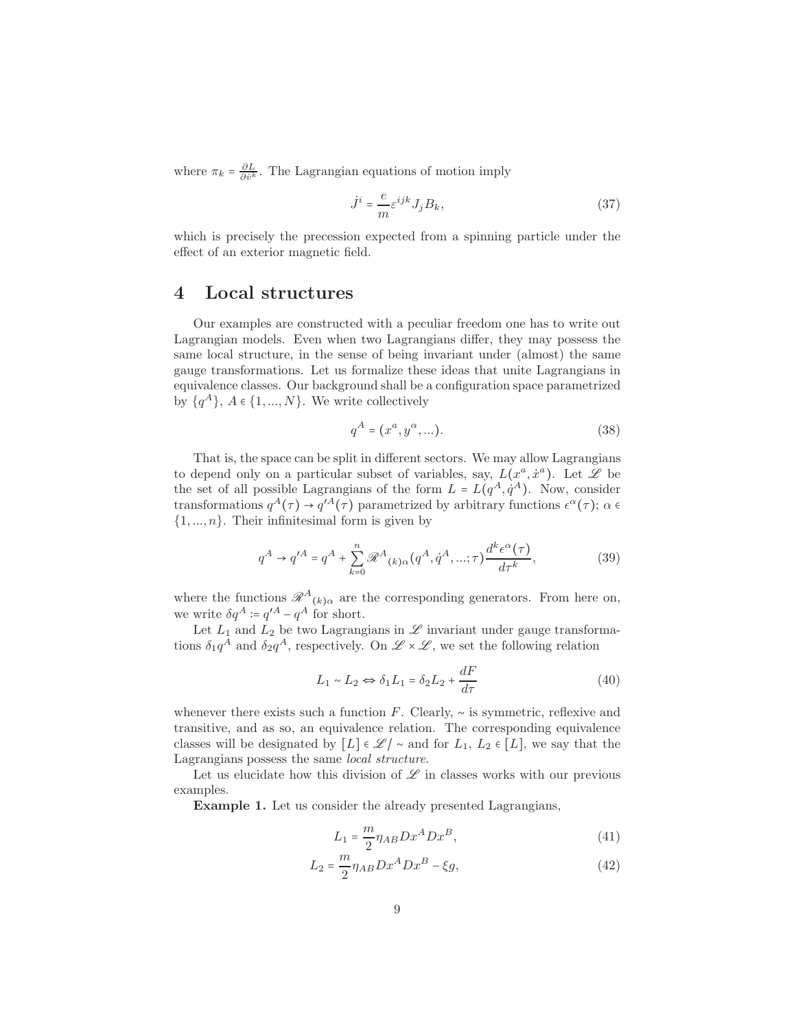where $\pi_k = \frac{\partial L}{\partial \dot{v}^k}$. The Lagrangian equations of motion imply

$$\dot{J}^i = \frac{e}{m}\varepsilon^{ijk} J_j B_k, \tag{37}$$

which is precisely the precession expected from a spinning particle under the effect of an exterior magnetic field.

# 4 Local structures

Our examples are constructed with a peculiar freedom one has to write out Lagrangian models. Even when two Lagrangians differ, they may possess the same local structure, in the sense of being invariant under (almost) the same gauge transformations. Let us formalize these ideas that unite Lagrangians in equivalence classes. Our background shall be a configuration space parametrized by $\{q^A\}$, $A \in \{1, ..., N\}$. We write collectively

$$q^A = (x^a, y^\alpha, ...). \tag{38}$$

That is, the space can be split in different sectors. We may allow Lagrangians to depend only on a particular subset of variables, say, $L(x^a, \dot{x}^a)$. Let $\mathscr{L}$ be the set of all possible Lagrangians of the form $L = L(q^A, \dot{q}^A)$. Now, consider transformations $q^A(\tau) \to q'^A(\tau)$ parametrized by arbitrary functions $\epsilon^\alpha(\tau)$; $\alpha \in \{1, ..., n\}$. Their infinitesimal form is given by

$$q^A \to q'^A = q^A + \sum_{k=0}^{n} \mathscr{R}^A{}_{(k)\alpha}(q^A, \dot{q}^A, ...; \tau) \frac{d^k \epsilon^\alpha(\tau)}{d\tau^k}, \tag{39}$$

where the functions $\mathscr{R}^A{}_{(k)\alpha}$ are the corresponding generators. From here on, we write $\delta q^A := q'^A - q^A$ for short.

Let $L_1$ and $L_2$ be two Lagrangians in $\mathscr{L}$ invariant under gauge transformations $\delta_1 q^A$ and $\delta_2 q^A$, respectively. On $\mathscr{L} \times \mathscr{L}$, we set the following relation

$$L_1 \sim L_2 \Leftrightarrow \delta_1 L_1 = \delta_2 L_2 + \frac{dF}{d\tau} \tag{40}$$

whenever there exists such a function $F$. Clearly, $\sim$ is symmetric, reflexive and transitive, and as so, an equivalence relation. The corresponding equivalence classes will be designated by $[L] \in \mathscr{L}/\sim$ and for $L_1$, $L_2 \in [L]$, we say that the Lagrangians possess the same *local structure*.

Let us elucidate how this division of $\mathscr{L}$ in classes works with our previous examples.

**Example 1.** Let us consider the already presented Lagrangians,

$$L_1 = \frac{m}{2}\eta_{AB} Dx^A Dx^B, \tag{41}$$

$$L_2 = \frac{m}{2}\eta_{AB} Dx^A Dx^B - \xi g, \tag{42}$$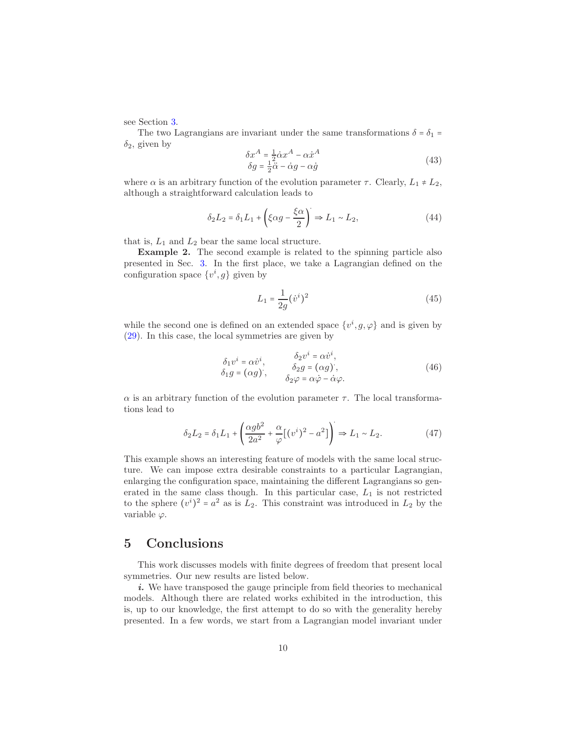see Section 3.

The two Lagrangians are invariant under the same transformations $\delta = \delta_1 = \delta_2$, given by

$$
\begin{aligned}
\delta x^A &= \tfrac{1}{2}\dot{\alpha} x^A - \alpha \dot{x}^A \\
\delta g &= \tfrac{1}{2}\ddot{\alpha} - \dot{\alpha} g - \alpha \dot{g}
\end{aligned}
\tag{43}
$$

where $\alpha$ is an arbitrary function of the evolution parameter $\tau$. Clearly, $L_1 \neq L_2$, although a straightforward calculation leads to

$$
\delta_2 L_2 = \delta_1 L_1 + \left(\xi \alpha g - \frac{\xi \dot{\alpha}}{2}\right)^{\cdot} \Rightarrow L_1 \sim L_2, \tag{44}
$$

that is, $L_1$ and $L_2$ bear the same local structure.

**Example 2.** The second example is related to the spinning particle also presented in Sec. 3. In the first place, we take a Lagrangian defined on the configuration space $\{v^i, g\}$ given by

$$
L_1 = \frac{1}{2g}(\dot{v}^i)^2 \tag{45}
$$

while the second one is defined on an extended space $\{v^i, g, \varphi\}$ and is given by (29). In this case, the local symmetries are given by

$$
\begin{aligned}
\delta_1 v^i &= \alpha \dot{v}^i, \qquad & \delta_2 v^i &= \alpha \dot{v}^i, \\
\delta_1 g &= (\alpha g)^{\cdot}, \qquad & \delta_2 g &= (\alpha g)^{\cdot}, \\
& & \delta_2 \varphi &= \alpha \dot{\varphi} - \dot{\alpha} \varphi.
\end{aligned}
\tag{46}
$$

$\alpha$ is an arbitrary function of the evolution parameter $\tau$. The local transformations lead to

$$
\delta_2 L_2 = \delta_1 L_1 + \left(\frac{\alpha g b^2}{2a^2} + \frac{\alpha}{\varphi}\left[(v^i)^2 - a^2\right]\right)^{\cdot} \Rightarrow L_1 \sim L_2. \tag{47}
$$

This example shows an interesting feature of models with the same local structure. We can impose extra desirable constraints to a particular Lagrangian, enlarging the configuration space, maintaining the different Lagrangians so generated in the same class though. In this particular case, $L_1$ is not restricted to the sphere $(v^i)^2 = a^2$ as is $L_2$. This constraint was introduced in $L_2$ by the variable $\varphi$.

## 5 Conclusions

This work discusses models with finite degrees of freedom that present local symmetries. Our new results are listed below.

***i.*** We have transposed the gauge principle from field theories to mechanical models. Although there are related works exhibited in the introduction, this is, up to our knowledge, the first attempt to do so with the generality hereby presented. In a few words, we start from a Lagrangian model invariant under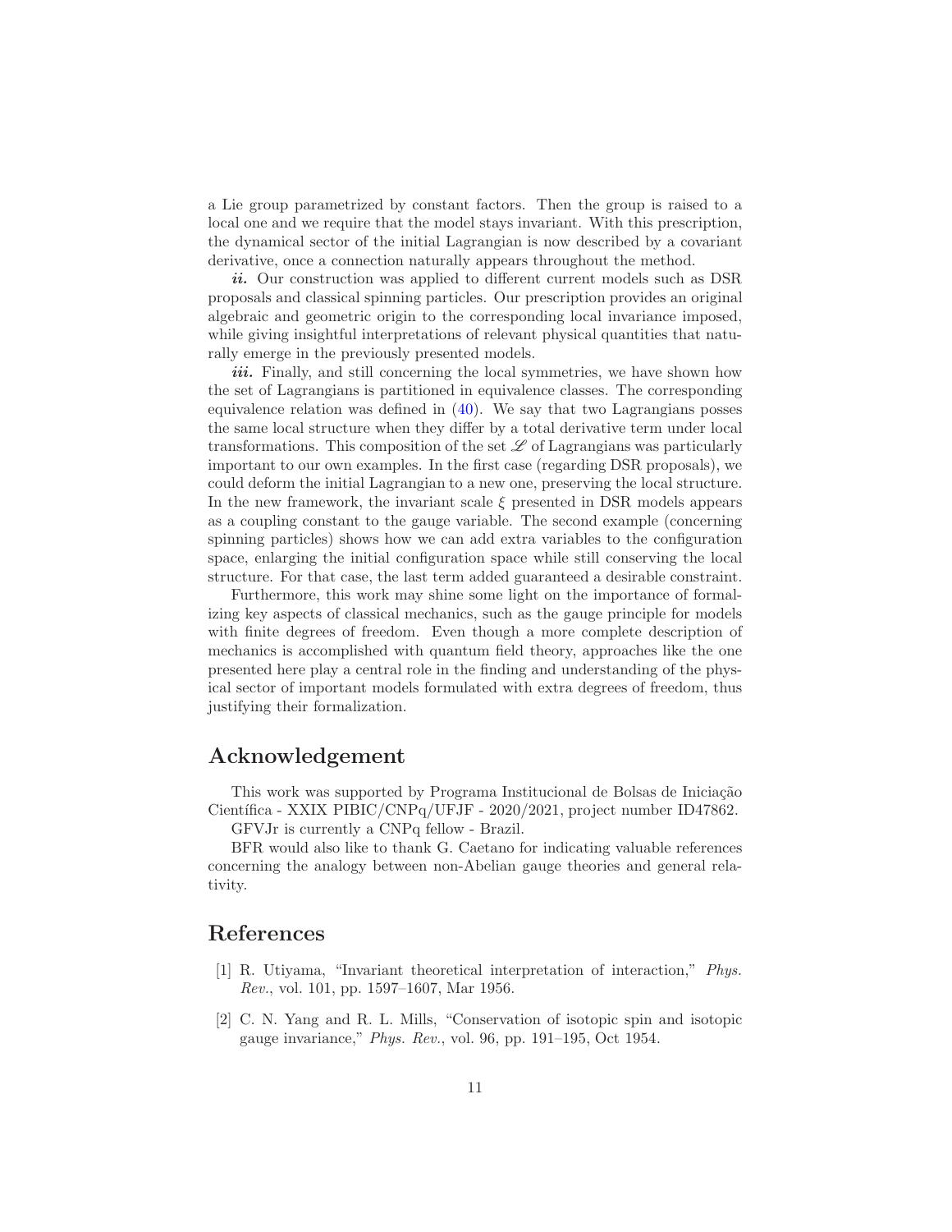a Lie group parametrized by constant factors. Then the group is raised to a local one and we require that the model stays invariant. With this prescription, the dynamical sector of the initial Lagrangian is now described by a covariant derivative, once a connection naturally appears throughout the method.

***ii.*** Our construction was applied to different current models such as DSR proposals and classical spinning particles. Our prescription provides an original algebraic and geometric origin to the corresponding local invariance imposed, while giving insightful interpretations of relevant physical quantities that naturally emerge in the previously presented models.

***iii.*** Finally, and still concerning the local symmetries, we have shown how the set of Lagrangians is partitioned in equivalence classes. The corresponding equivalence relation was defined in (40). We say that two Lagrangians posses the same local structure when they differ by a total derivative term under local transformations. This composition of the set $\mathscr{L}$ of Lagrangians was particularly important to our own examples. In the first case (regarding DSR proposals), we could deform the initial Lagrangian to a new one, preserving the local structure. In the new framework, the invariant scale $\xi$ presented in DSR models appears as a coupling constant to the gauge variable. The second example (concerning spinning particles) shows how we can add extra variables to the configuration space, enlarging the initial configuration space while still conserving the local structure. For that case, the last term added guaranteed a desirable constraint.

Furthermore, this work may shine some light on the importance of formalizing key aspects of classical mechanics, such as the gauge principle for models with finite degrees of freedom. Even though a more complete description of mechanics is accomplished with quantum field theory, approaches like the one presented here play a central role in the finding and understanding of the physical sector of important models formulated with extra degrees of freedom, thus justifying their formalization.

## Acknowledgement

This work was supported by Programa Institucional de Bolsas de Iniciação Científica - XXIX PIBIC/CNPq/UFJF - 2020/2021, project number ID47862.

GFVJr is currently a CNPq fellow - Brazil.

BFR would also like to thank G. Caetano for indicating valuable references concerning the analogy between non-Abelian gauge theories and general relativity.

## References

[1] R. Utiyama, "Invariant theoretical interpretation of interaction," *Phys. Rev.*, vol. 101, pp. 1597–1607, Mar 1956.

[2] C. N. Yang and R. L. Mills, "Conservation of isotopic spin and isotopic gauge invariance," *Phys. Rev.*, vol. 96, pp. 191–195, Oct 1954.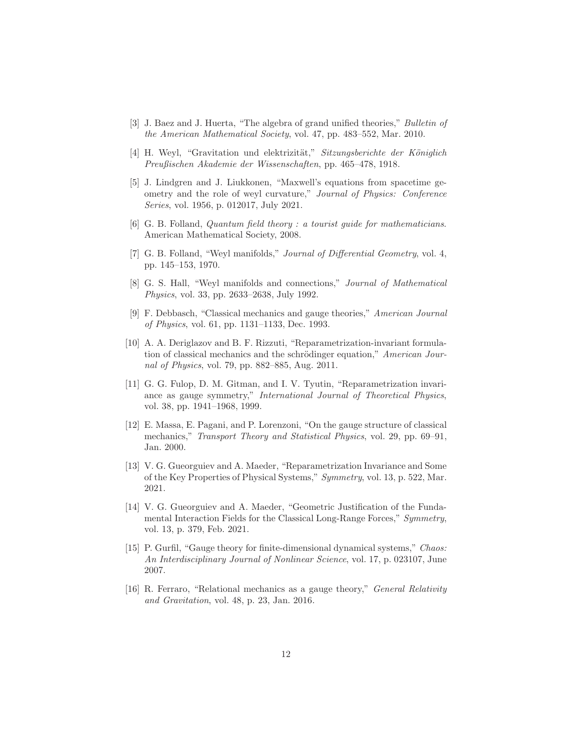[3] J. Baez and J. Huerta, "The algebra of grand unified theories," *Bulletin of the American Mathematical Society*, vol. 47, pp. 483–552, Mar. 2010.

[4] H. Weyl, "Gravitation und elektrizität," *Sitzungsberichte der Königlich Preußischen Akademie der Wissenschaften*, pp. 465–478, 1918.

[5] J. Lindgren and J. Liukkonen, "Maxwell's equations from spacetime geometry and the role of weyl curvature," *Journal of Physics: Conference Series*, vol. 1956, p. 012017, July 2021.

[6] G. B. Folland, *Quantum field theory : a tourist guide for mathematicians*. American Mathematical Society, 2008.

[7] G. B. Folland, "Weyl manifolds," *Journal of Differential Geometry*, vol. 4, pp. 145–153, 1970.

[8] G. S. Hall, "Weyl manifolds and connections," *Journal of Mathematical Physics*, vol. 33, pp. 2633–2638, July 1992.

[9] F. Debbasch, "Classical mechanics and gauge theories," *American Journal of Physics*, vol. 61, pp. 1131–1133, Dec. 1993.

[10] A. A. Deriglazov and B. F. Rizzuti, "Reparametrization-invariant formulation of classical mechanics and the schrödinger equation," *American Journal of Physics*, vol. 79, pp. 882–885, Aug. 2011.

[11] G. G. Fulop, D. M. Gitman, and I. V. Tyutin, "Reparametrization invariance as gauge symmetry," *International Journal of Theoretical Physics*, vol. 38, pp. 1941–1968, 1999.

[12] E. Massa, E. Pagani, and P. Lorenzoni, "On the gauge structure of classical mechanics," *Transport Theory and Statistical Physics*, vol. 29, pp. 69–91, Jan. 2000.

[13] V. G. Gueorguiev and A. Maeder, "Reparametrization Invariance and Some of the Key Properties of Physical Systems," *Symmetry*, vol. 13, p. 522, Mar. 2021.

[14] V. G. Gueorguiev and A. Maeder, "Geometric Justification of the Fundamental Interaction Fields for the Classical Long-Range Forces," *Symmetry*, vol. 13, p. 379, Feb. 2021.

[15] P. Gurfil, "Gauge theory for finite-dimensional dynamical systems," *Chaos: An Interdisciplinary Journal of Nonlinear Science*, vol. 17, p. 023107, June 2007.

[16] R. Ferraro, "Relational mechanics as a gauge theory," *General Relativity and Gravitation*, vol. 48, p. 23, Jan. 2016.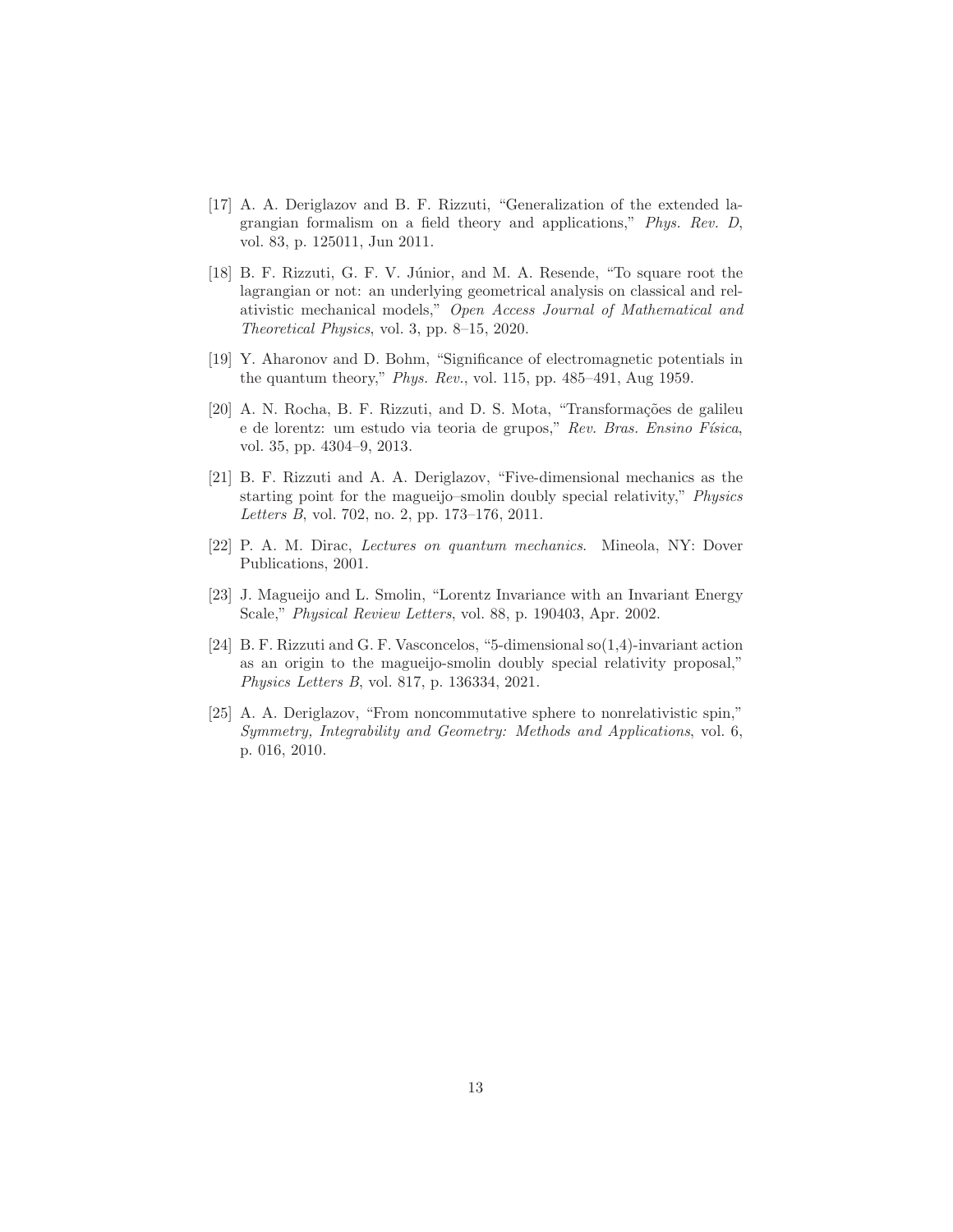[17] A. A. Deriglazov and B. F. Rizzuti, "Generalization of the extended lagrangian formalism on a field theory and applications," *Phys. Rev. D*, vol. 83, p. 125011, Jun 2011.

[18] B. F. Rizzuti, G. F. V. Júnior, and M. A. Resende, "To square root the lagrangian or not: an underlying geometrical analysis on classical and relativistic mechanical models," *Open Access Journal of Mathematical and Theoretical Physics*, vol. 3, pp. 8–15, 2020.

[19] Y. Aharonov and D. Bohm, "Significance of electromagnetic potentials in the quantum theory," *Phys. Rev.*, vol. 115, pp. 485–491, Aug 1959.

[20] A. N. Rocha, B. F. Rizzuti, and D. S. Mota, "Transformações de galileu e de lorentz: um estudo via teoria de grupos," *Rev. Bras. Ensino Física*, vol. 35, pp. 4304–9, 2013.

[21] B. F. Rizzuti and A. A. Deriglazov, "Five-dimensional mechanics as the starting point for the magueijo–smolin doubly special relativity," *Physics Letters B*, vol. 702, no. 2, pp. 173–176, 2011.

[22] P. A. M. Dirac, *Lectures on quantum mechanics.* Mineola, NY: Dover Publications, 2001.

[23] J. Magueijo and L. Smolin, "Lorentz Invariance with an Invariant Energy Scale," *Physical Review Letters*, vol. 88, p. 190403, Apr. 2002.

[24] B. F. Rizzuti and G. F. Vasconcelos, "5-dimensional so(1,4)-invariant action as an origin to the magueijo-smolin doubly special relativity proposal," *Physics Letters B*, vol. 817, p. 136334, 2021.

[25] A. A. Deriglazov, "From noncommutative sphere to nonrelativistic spin," *Symmetry, Integrability and Geometry: Methods and Applications*, vol. 6, p. 016, 2010.